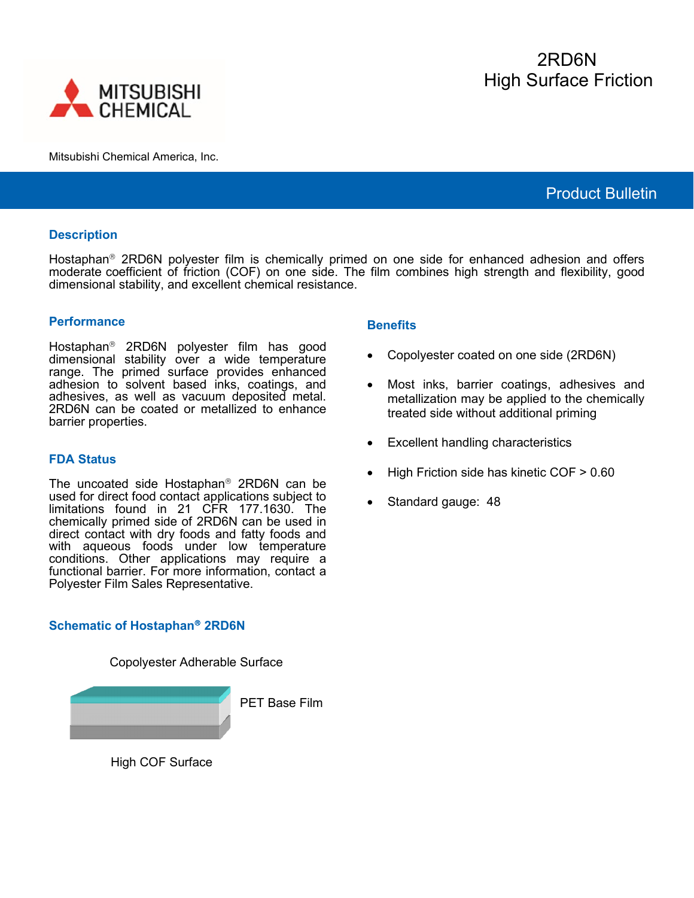# 2RD6N
## High Surface Friction

Mitsubishi Chemical America, Inc.

**Product Bulletin**

### Description

Hostaphan® 2RD6N polyester film is chemically primed on one side for enhanced adhesion and offers moderate coefficient of friction (COF) on one side. The film combines high strength and flexibility, good dimensional stability, and excellent chemical resistance.

### Performance

Hostaphan® 2RD6N polyester film has good dimensional stability over a wide temperature range. The primed surface provides enhanced adhesion to solvent based inks, coatings, and adhesives, as well as vacuum deposited metal. 2RD6N can be coated or metallized to enhance barrier properties.

### FDA Status

The uncoated side Hostaphan® 2RD6N can be used for direct food contact applications subject to limitations found in 21 CFR 177.1630. The chemically primed side of 2RD6N can be used in direct contact with dry foods and fatty foods and with aqueous foods under low temperature conditions. Other applications may require a functional barrier. For more information, contact a Polyester Film Sales Representative.

### Benefits

- Copolyester coated on one side (2RD6N)
- Most inks, barrier coatings, adhesives and metallization may be applied to the chemically treated side without additional priming
- Excellent handling characteristics
- High Friction side has kinetic COF > 0.60
- Standard gauge: 48

### Schematic of Hostaphan® 2RD6N

Copolyester Adherable Surface

PET Base Film

High COF Surface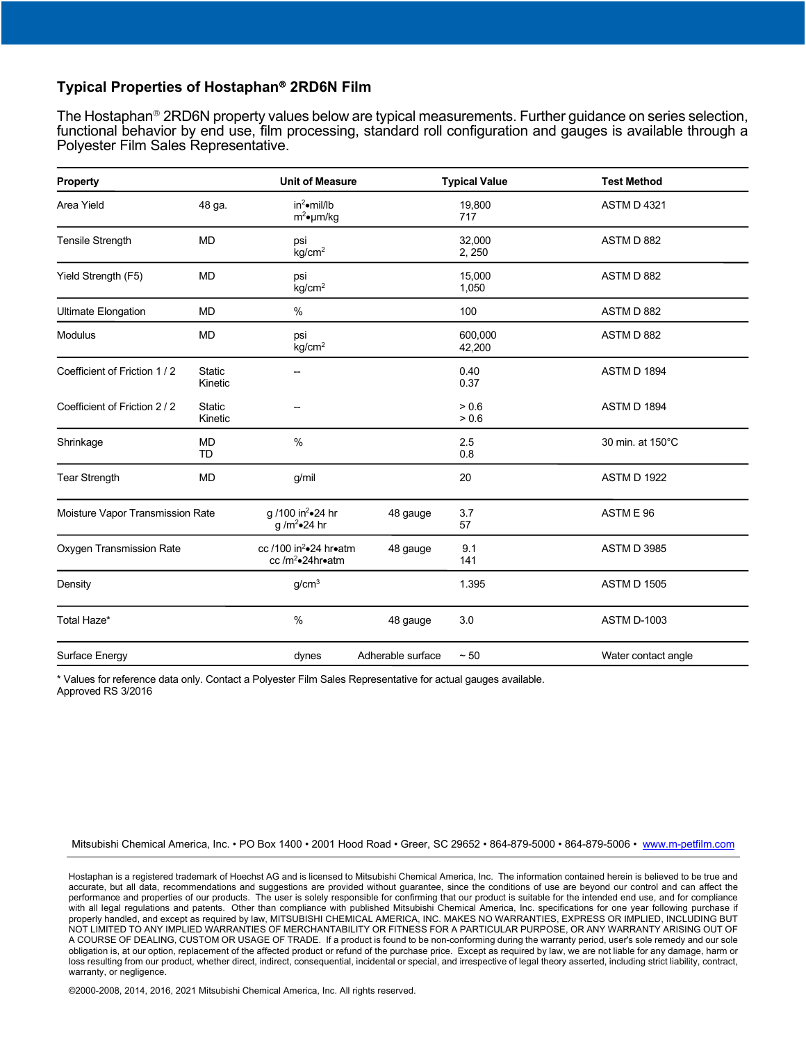## Typical Properties of Hostaphan® 2RD6N Film

The Hostaphan® 2RD6N property values below are typical measurements. Further guidance on series selection, functional behavior by end use, film processing, standard roll configuration and gauges is available through a Polyester Film Sales Representative.

| Property | | Unit of Measure | | Typical Value | Test Method |
|---|---|---|---|---|---|
| Area Yield | 48 ga. | $in^2$•mil/lb<br>$m^2$•µm/kg | | 19,800<br>717 | ASTM D 4321 |
| Tensile Strength | MD | psi<br>$kg/cm^2$ | | 32,000<br>2, 250 | ASTM D 882 |
| Yield Strength (F5) | MD | psi<br>$kg/cm^2$ | | 15,000<br>1,050 | ASTM D 882 |
| Ultimate Elongation | MD | % | | 100 | ASTM D 882 |
| Modulus | MD | psi<br>$kg/cm^2$ | | 600,000<br>42,200 | ASTM D 882 |
| Coefficient of Friction 1 / 2 | Static<br>Kinetic | -- | | 0.40<br>0.37 | ASTM D 1894 |
| Coefficient of Friction 2 / 2 | Static<br>Kinetic | -- | | > 0.6<br>> 0.6 | ASTM D 1894 |
| Shrinkage | MD<br>TD | % | | 2.5<br>0.8 | 30 min. at 150°C |
| Tear Strength | MD | g/mil | | 20 | ASTM D 1922 |
| Moisture Vapor Transmission Rate | | g /100 $in^2$•24 hr<br>g /$m^2$•24 hr | 48 gauge | 3.7<br>57 | ASTM E 96 |
| Oxygen Transmission Rate | | cc /100 $in^2$•24 hr•atm<br>cc /$m^2$•24hr•atm | 48 gauge | 9.1<br>141 | ASTM D 3985 |
| Density | | $g/cm^3$ | | 1.395 | ASTM D 1505 |
| Total Haze* | | % | 48 gauge | 3.0 | ASTM D-1003 |
| Surface Energy | | dynes | Adherable surface | ~ 50 | Water contact angle |

* Values for reference data only. Contact a Polyester Film Sales Representative for actual gauges available.
Approved RS 3/2016

Mitsubishi Chemical America, Inc. • PO Box 1400 • 2001 Hood Road • Greer, SC 29652 • 864-879-5000 • 864-879-5006 • www.m-petfilm.com

Hostaphan is a registered trademark of Hoechst AG and is licensed to Mitsubishi Chemical America, Inc. The information contained herein is believed to be true and accurate, but all data, recommendations and suggestions are provided without guarantee, since the conditions of use are beyond our control and can affect the performance and properties of our products. The user is solely responsible for confirming that our product is suitable for the intended end use, and for compliance with all legal regulations and patents. Other than compliance with published Mitsubishi Chemical America, Inc. specifications for one year following purchase if properly handled, and except as required by law, MITSUBISHI CHEMICAL AMERICA, INC. MAKES NO WARRANTIES, EXPRESS OR IMPLIED, INCLUDING BUT NOT LIMITED TO ANY IMPLIED WARRANTIES OF MERCHANTABILITY OR FITNESS FOR A PARTICULAR PURPOSE, OR ANY WARRANTY ARISING OUT OF A COURSE OF DEALING, CUSTOM OR USAGE OF TRADE. If a product is found to be non-conforming during the warranty period, user's sole remedy and our sole obligation is, at our option, replacement of the affected product or refund of the purchase price. Except as required by law, we are not liable for any damage, harm or loss resulting from our product, whether direct, indirect, consequential, incidental or special, and irrespective of legal theory asserted, including strict liability, contract, warranty, or negligence.

©2000-2008, 2014, 2016, 2021 Mitsubishi Chemical America, Inc. All rights reserved.